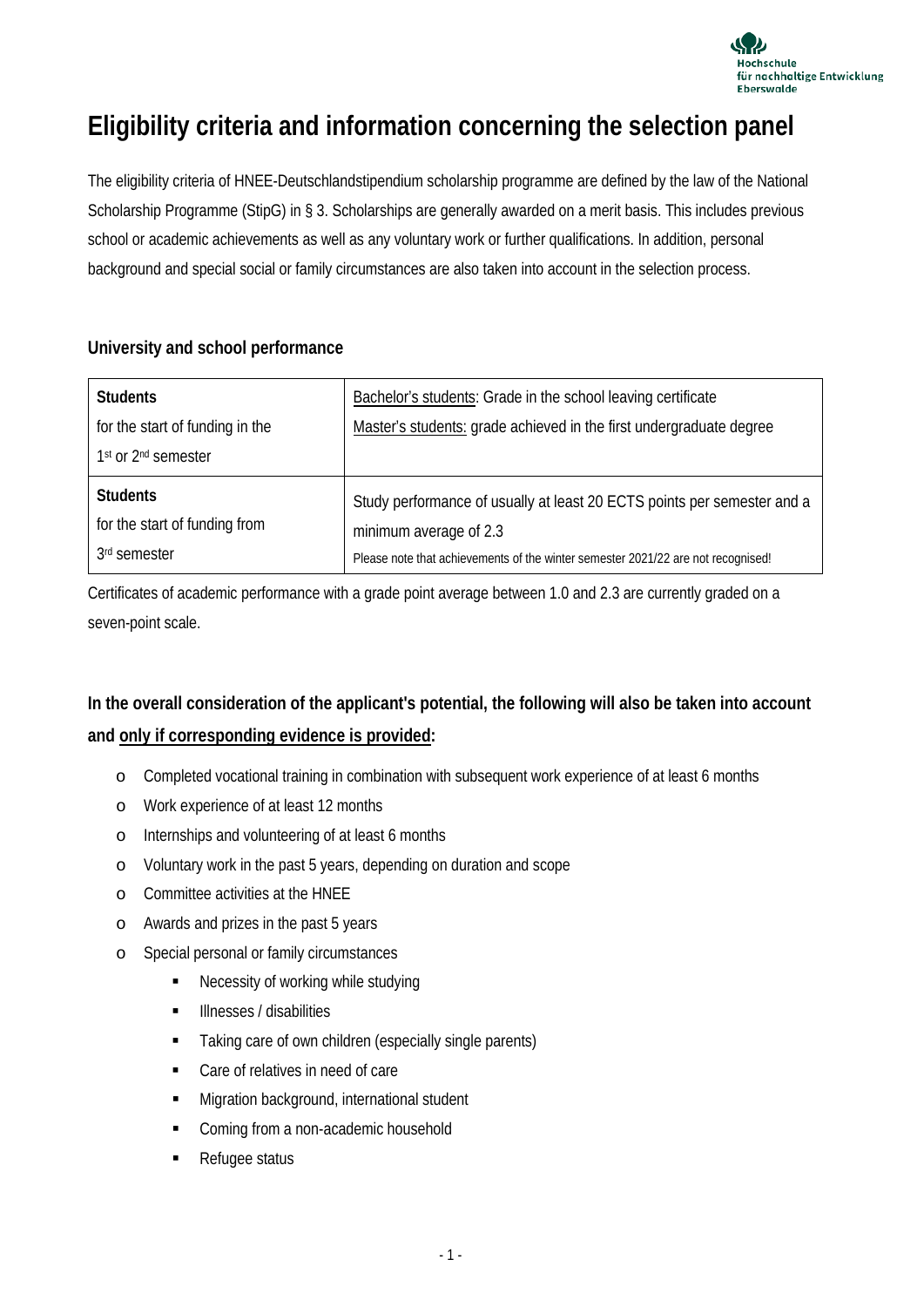# Eligibility criteria and information concerning the selection panel

The eligibility criteria of HNEE-Deutschlandstipendium scholarship programme are defined by the law of the National Scholarship Programme (StipG) in § 3. Scholarships are generally awarded on a merit basis. This includes previous school or academic achievements as well as any voluntary work or further qualifications. In addition, personal background and special social or family circumstances are also taken into account in the selection process.

### University and school performance

| **Students** for the start of funding in the 1st or 2nd semester | Bachelor's students: Grade in the school leaving certificate<br>Master's students: grade achieved in the first undergraduate degree |
|---|---|
| **Students** for the start of funding from 3rd semester | Study performance of usually at least 20 ECTS points per semester and a minimum average of 2.3<br>Please note that achievements of the winter semester 2021/22 are not recognised! |

Certificates of academic performance with a grade point average between 1.0 and 2.3 are currently graded on a seven-point scale.

### In the overall consideration of the applicant's potential, the following will also be taken into account and only if corresponding evidence is provided:

- Completed vocational training in combination with subsequent work experience of at least 6 months
- Work experience of at least 12 months
- Internships and volunteering of at least 6 months
- Voluntary work in the past 5 years, depending on duration and scope
- Committee activities at the HNEE
- Awards and prizes in the past 5 years
- Special personal or family circumstances
  - Necessity of working while studying
  - Illnesses / disabilities
  - Taking care of own children (especially single parents)
  - Care of relatives in need of care
  - Migration background, international student
  - Coming from a non-academic household
  - Refugee status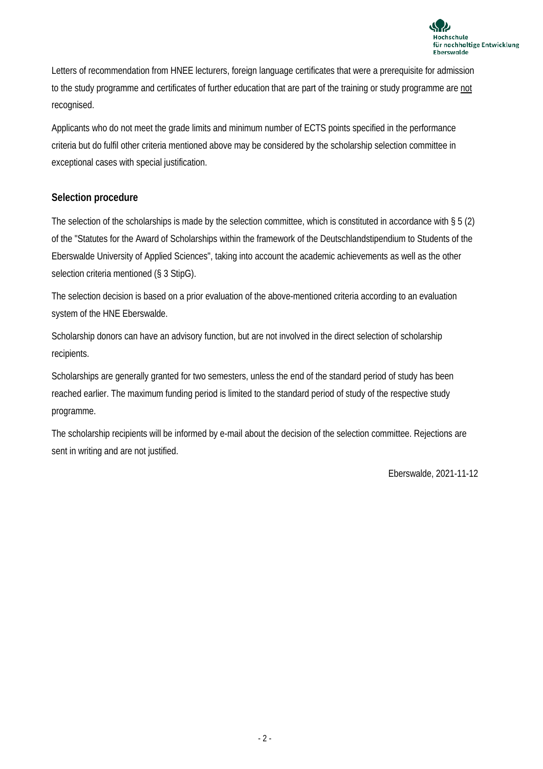Letters of recommendation from HNEE lecturers, foreign language certificates that were a prerequisite for admission to the study programme and certificates of further education that are part of the training or study programme are not recognised.

Applicants who do not meet the grade limits and minimum number of ECTS points specified in the performance criteria but do fulfil other criteria mentioned above may be considered by the scholarship selection committee in exceptional cases with special justification.

## Selection procedure

The selection of the scholarships is made by the selection committee, which is constituted in accordance with § 5 (2) of the "Statutes for the Award of Scholarships within the framework of the Deutschlandstipendium to Students of the Eberswalde University of Applied Sciences", taking into account the academic achievements as well as the other selection criteria mentioned (§ 3 StipG).

The selection decision is based on a prior evaluation of the above-mentioned criteria according to an evaluation system of the HNE Eberswalde.

Scholarship donors can have an advisory function, but are not involved in the direct selection of scholarship recipients.

Scholarships are generally granted for two semesters, unless the end of the standard period of study has been reached earlier. The maximum funding period is limited to the standard period of study of the respective study programme.

The scholarship recipients will be informed by e-mail about the decision of the selection committee. Rejections are sent in writing and are not justified.

Eberswalde, 2021-11-12